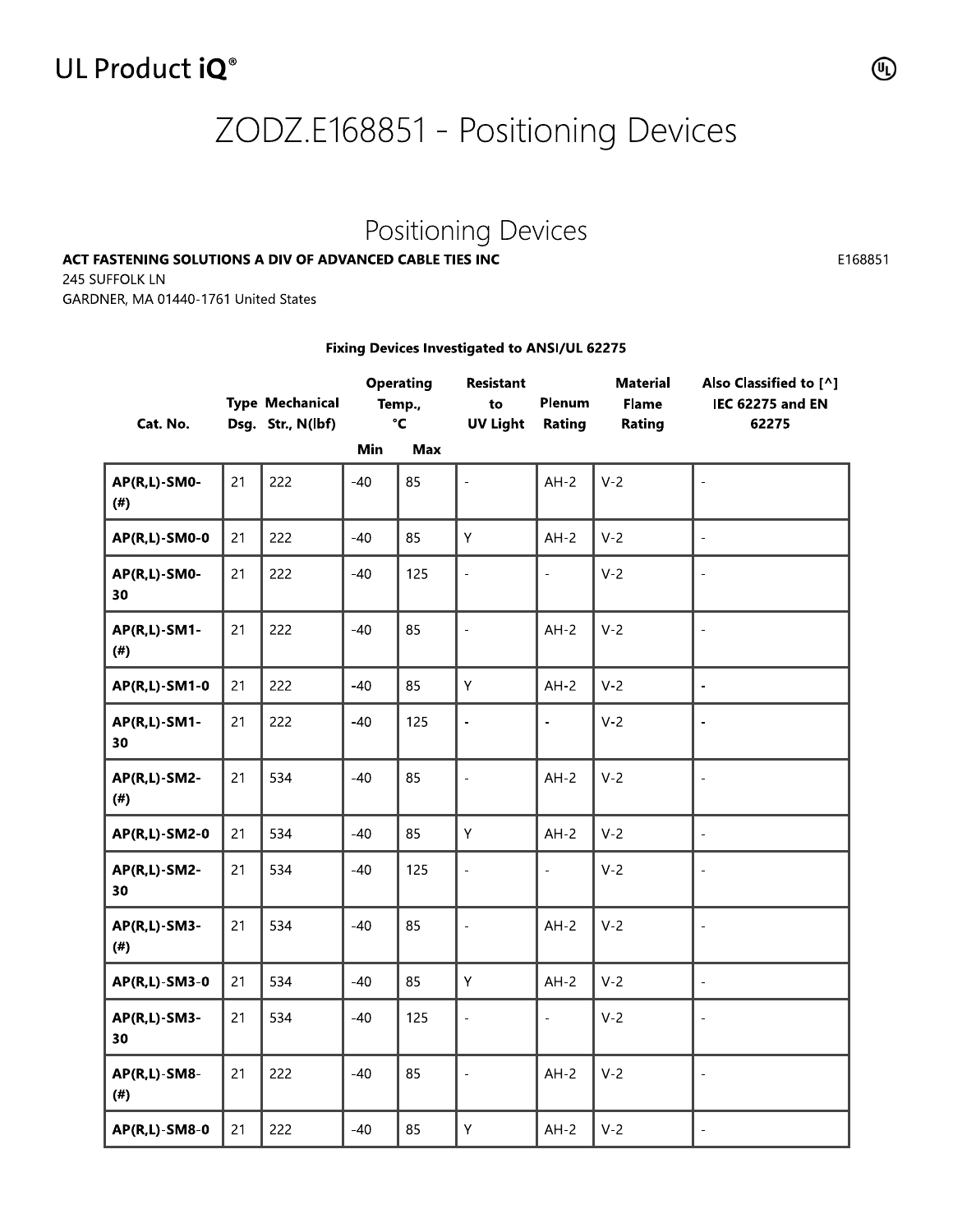# ZODZ.E168851 - Positioning Devices

## Positioning Devices

**ACT FASTENING SOLUTIONS A DIV OF ADVANCED CABLE TIES INC** E168851
245 SUFFOLK LN
GARDNER, MA 01440-1761 United States

**Fixing Devices Investigated to ANSI/UL 62275**

| Cat. No. | Type Dsg. | Mechanical Str., N(lbf) | Operating Temp., °C | | Resistant to UV Light | Plenum Rating | Material Flame Rating | Also Classified to [^] IEC 62275 and EN 62275 |
|---|---|---|---|---|---|---|---|---|
| | | | Min | Max | | | | |
| **AP(R,L)-SM0-(#)** | 21 | 222 | -40 | 85 | - | AH-2 | V-2 | - |
| **AP(R,L)-SM0-0** | 21 | 222 | -40 | 85 | Y | AH-2 | V-2 | - |
| **AP(R,L)-SM0-30** | 21 | 222 | -40 | 125 | - | - | V-2 | - |
| **AP(R,L)-SM1-(#)** | 21 | 222 | -40 | 85 | - | AH-2 | V-2 | - |
| **AP(R,L)-SM1-0** | 21 | 222 | -40 | 85 | Y | AH-2 | V-2 | - |
| **AP(R,L)-SM1-30** | 21 | 222 | -40 | 125 | - | - | V-2 | - |
| **AP(R,L)-SM2-(#)** | 21 | 534 | -40 | 85 | - | AH-2 | V-2 | - |
| **AP(R,L)-SM2-0** | 21 | 534 | -40 | 85 | Y | AH-2 | V-2 | - |
| **AP(R,L)-SM2-30** | 21 | 534 | -40 | 125 | - | - | V-2 | - |
| **AP(R,L)-SM3-(#)** | 21 | 534 | -40 | 85 | - | AH-2 | V-2 | - |
| **AP(R,L)-SM3-0** | 21 | 534 | -40 | 85 | Y | AH-2 | V-2 | - |
| **AP(R,L)-SM3-30** | 21 | 534 | -40 | 125 | - | - | V-2 | - |
| **AP(R,L)-SM8-(#)** | 21 | 222 | -40 | 85 | - | AH-2 | V-2 | - |
| **AP(R,L)-SM8-0** | 21 | 222 | -40 | 85 | Y | AH-2 | V-2 | - |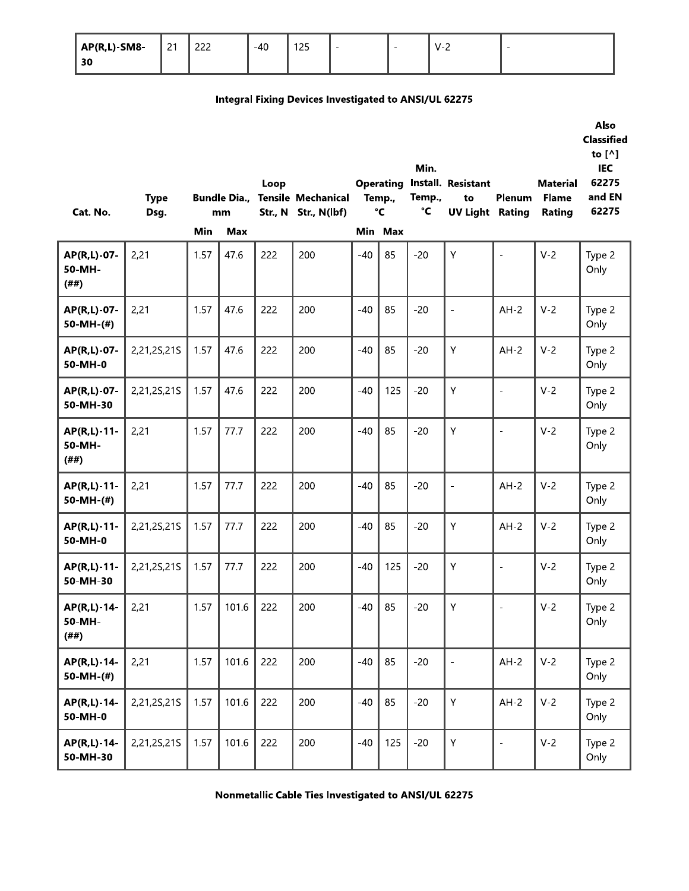| AP(R,L)-SM8-30 | 21 | 222 | -40 | 125 | - | - | V-2 | - |
|---|---|---|---|---|---|---|---|---|

**Integral Fixing Devices Investigated to ANSI/UL 62275**

| Cat. No. | Type Dsg. | Bundle Dia., mm | | Loop Tensile Str., N | Mechanical Str., N(lbf) | Operating Temp., °C | | Min. Install. Temp., °C | Resistant to UV Light | Plenum Rating | Material Flame Rating | Also Classified to [^] IEC 62275 and EN 62275 |
|---|---|---|---|---|---|---|---|---|---|---|---|---|
| | | Min | Max | | | Min | Max | | | | | |
| AP(R,L)-07-50-MH-(##) | 2,21 | 1.57 | 47.6 | 222 | 200 | -40 | 85 | -20 | Y | - | V-2 | Type 2 Only |
| AP(R,L)-07-50-MH-(#) | 2,21 | 1.57 | 47.6 | 222 | 200 | -40 | 85 | -20 | - | AH-2 | V-2 | Type 2 Only |
| AP(R,L)-07-50-MH-0 | 2,21,2S,21S | 1.57 | 47.6 | 222 | 200 | -40 | 85 | -20 | Y | AH-2 | V-2 | Type 2 Only |
| AP(R,L)-07-50-MH-30 | 2,21,2S,21S | 1.57 | 47.6 | 222 | 200 | -40 | 125 | -20 | Y | - | V-2 | Type 2 Only |
| AP(R,L)-11-50-MH-(##) | 2,21 | 1.57 | 77.7 | 222 | 200 | -40 | 85 | -20 | Y | - | V-2 | Type 2 Only |
| AP(R,L)-11-50-MH-(#) | 2,21 | 1.57 | 77.7 | 222 | 200 | -40 | 85 | -20 | - | AH-2 | V-2 | Type 2 Only |
| AP(R,L)-11-50-MH-0 | 2,21,2S,21S | 1.57 | 77.7 | 222 | 200 | -40 | 85 | -20 | Y | AH-2 | V-2 | Type 2 Only |
| AP(R,L)-11-50-MH-30 | 2,21,2S,21S | 1.57 | 77.7 | 222 | 200 | -40 | 125 | -20 | Y | - | V-2 | Type 2 Only |
| AP(R,L)-14-50-MH-(##) | 2,21 | 1.57 | 101.6 | 222 | 200 | -40 | 85 | -20 | Y | - | V-2 | Type 2 Only |
| AP(R,L)-14-50-MH-(#) | 2,21 | 1.57 | 101.6 | 222 | 200 | -40 | 85 | -20 | - | AH-2 | V-2 | Type 2 Only |
| AP(R,L)-14-50-MH-0 | 2,21,2S,21S | 1.57 | 101.6 | 222 | 200 | -40 | 85 | -20 | Y | AH-2 | V-2 | Type 2 Only |
| AP(R,L)-14-50-MH-30 | 2,21,2S,21S | 1.57 | 101.6 | 222 | 200 | -40 | 125 | -20 | Y | - | V-2 | Type 2 Only |

**Nonmetallic Cable Ties Investigated to ANSI/UL 62275**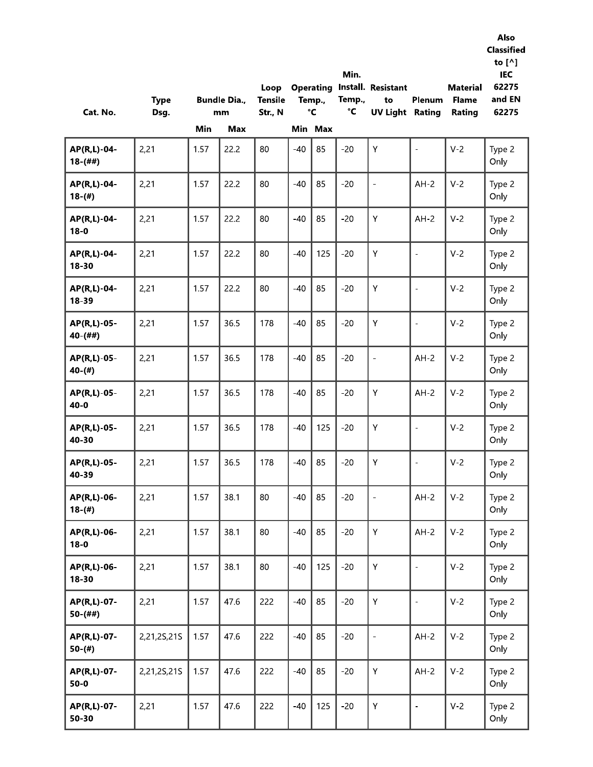| Cat. No. | Type Dsg. | Bundle Dia., mm | | Loop Tensile Str., N | Operating Temp., °C | | Min. Install. Temp., °C | Resistant to UV Light | Plenum Rating | Material Flame Rating | Also Classified to [^] IEC 62275 and EN 62275 |
|---|---|---|---|---|---|---|---|---|---|---|---|
| | | Min | Max | | Min | Max | | | | | |
| AP(R,L)-04-18-(##) | 2,21 | 1.57 | 22.2 | 80 | -40 | 85 | -20 | Y | - | V-2 | Type 2 Only |
| AP(R,L)-04-18-(#) | 2,21 | 1.57 | 22.2 | 80 | -40 | 85 | -20 | - | AH-2 | V-2 | Type 2 Only |
| AP(R,L)-04-18-0 | 2,21 | 1.57 | 22.2 | 80 | -40 | 85 | -20 | Y | AH-2 | V-2 | Type 2 Only |
| AP(R,L)-04-18-30 | 2,21 | 1.57 | 22.2 | 80 | -40 | 125 | -20 | Y | - | V-2 | Type 2 Only |
| AP(R,L)-04-18-39 | 2,21 | 1.57 | 22.2 | 80 | -40 | 85 | -20 | Y | - | V-2 | Type 2 Only |
| AP(R,L)-05-40-(##) | 2,21 | 1.57 | 36.5 | 178 | -40 | 85 | -20 | Y | - | V-2 | Type 2 Only |
| AP(R,L)-05-40-(#) | 2,21 | 1.57 | 36.5 | 178 | -40 | 85 | -20 | - | AH-2 | V-2 | Type 2 Only |
| AP(R,L)-05-40-0 | 2,21 | 1.57 | 36.5 | 178 | -40 | 85 | -20 | Y | AH-2 | V-2 | Type 2 Only |
| AP(R,L)-05-40-30 | 2,21 | 1.57 | 36.5 | 178 | -40 | 125 | -20 | Y | - | V-2 | Type 2 Only |
| AP(R,L)-05-40-39 | 2,21 | 1.57 | 36.5 | 178 | -40 | 85 | -20 | Y | - | V-2 | Type 2 Only |
| AP(R,L)-06-18-(#) | 2,21 | 1.57 | 38.1 | 80 | -40 | 85 | -20 | - | AH-2 | V-2 | Type 2 Only |
| AP(R,L)-06-18-0 | 2,21 | 1.57 | 38.1 | 80 | -40 | 85 | -20 | Y | AH-2 | V-2 | Type 2 Only |
| AP(R,L)-06-18-30 | 2,21 | 1.57 | 38.1 | 80 | -40 | 125 | -20 | Y | - | V-2 | Type 2 Only |
| AP(R,L)-07-50-(##) | 2,21 | 1.57 | 47.6 | 222 | -40 | 85 | -20 | Y | - | V-2 | Type 2 Only |
| AP(R,L)-07-50-(#) | 2,21,2S,21S | 1.57 | 47.6 | 222 | -40 | 85 | -20 | - | AH-2 | V-2 | Type 2 Only |
| AP(R,L)-07-50-0 | 2,21,2S,21S | 1.57 | 47.6 | 222 | -40 | 85 | -20 | Y | AH-2 | V-2 | Type 2 Only |
| AP(R,L)-07-50-30 | 2,21 | 1.57 | 47.6 | 222 | -40 | 125 | -20 | Y | - | V-2 | Type 2 Only |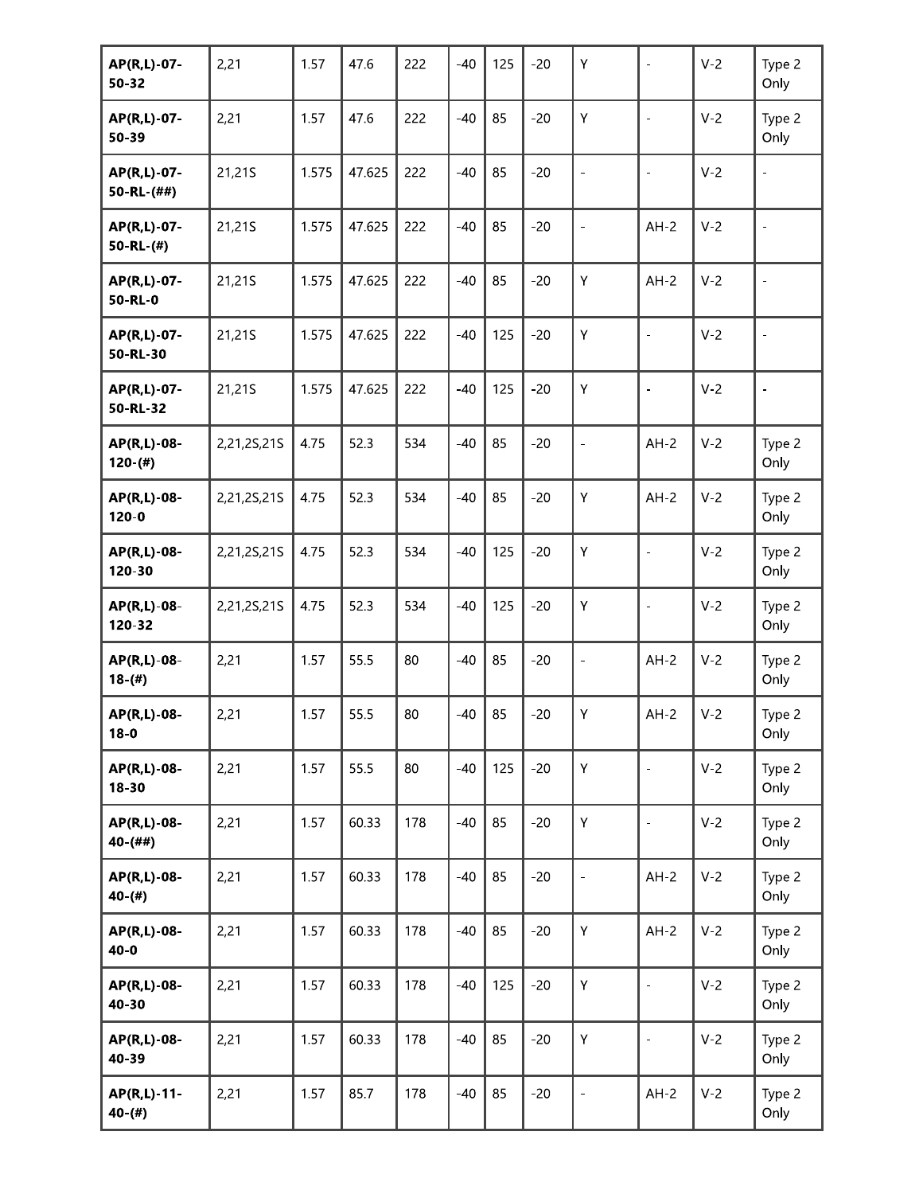| | | | | | | | | | | | |
|---|---|---|---|---|---|---|---|---|---|---|---|
| **AP(R,L)-07-50-32** | 2,21 | 1.57 | 47.6 | 222 | -40 | 125 | -20 | Y | - | V-2 | Type 2 Only |
| **AP(R,L)-07-50-39** | 2,21 | 1.57 | 47.6 | 222 | -40 | 85 | -20 | Y | - | V-2 | Type 2 Only |
| **AP(R,L)-07-50-RL-(##)** | 21,21S | 1.575 | 47.625 | 222 | -40 | 85 | -20 | - | - | V-2 | - |
| **AP(R,L)-07-50-RL-(#)** | 21,21S | 1.575 | 47.625 | 222 | -40 | 85 | -20 | - | AH-2 | V-2 | - |
| **AP(R,L)-07-50-RL-0** | 21,21S | 1.575 | 47.625 | 222 | -40 | 85 | -20 | Y | AH-2 | V-2 | - |
| **AP(R,L)-07-50-RL-30** | 21,21S | 1.575 | 47.625 | 222 | -40 | 125 | -20 | Y | - | V-2 | - |
| **AP(R,L)-07-50-RL-32** | 21,21S | 1.575 | 47.625 | 222 | -40 | 125 | -20 | Y | - | V-2 | - |
| **AP(R,L)-08-120-(#)** | 2,21,2S,21S | 4.75 | 52.3 | 534 | -40 | 85 | -20 | - | AH-2 | V-2 | Type 2 Only |
| **AP(R,L)-08-120-0** | 2,21,2S,21S | 4.75 | 52.3 | 534 | -40 | 85 | -20 | Y | AH-2 | V-2 | Type 2 Only |
| **AP(R,L)-08-120-30** | 2,21,2S,21S | 4.75 | 52.3 | 534 | -40 | 125 | -20 | Y | - | V-2 | Type 2 Only |
| **AP(R,L)-08-120-32** | 2,21,2S,21S | 4.75 | 52.3 | 534 | -40 | 125 | -20 | Y | - | V-2 | Type 2 Only |
| **AP(R,L)-08-18-(#)** | 2,21 | 1.57 | 55.5 | 80 | -40 | 85 | -20 | - | AH-2 | V-2 | Type 2 Only |
| **AP(R,L)-08-18-0** | 2,21 | 1.57 | 55.5 | 80 | -40 | 85 | -20 | Y | AH-2 | V-2 | Type 2 Only |
| **AP(R,L)-08-18-30** | 2,21 | 1.57 | 55.5 | 80 | -40 | 125 | -20 | Y | - | V-2 | Type 2 Only |
| **AP(R,L)-08-40-(##)** | 2,21 | 1.57 | 60.33 | 178 | -40 | 85 | -20 | Y | - | V-2 | Type 2 Only |
| **AP(R,L)-08-40-(#)** | 2,21 | 1.57 | 60.33 | 178 | -40 | 85 | -20 | - | AH-2 | V-2 | Type 2 Only |
| **AP(R,L)-08-40-0** | 2,21 | 1.57 | 60.33 | 178 | -40 | 85 | -20 | Y | AH-2 | V-2 | Type 2 Only |
| **AP(R,L)-08-40-30** | 2,21 | 1.57 | 60.33 | 178 | -40 | 125 | -20 | Y | - | V-2 | Type 2 Only |
| **AP(R,L)-08-40-39** | 2,21 | 1.57 | 60.33 | 178 | -40 | 85 | -20 | Y | - | V-2 | Type 2 Only |
| **AP(R,L)-11-40-(#)** | 2,21 | 1.57 | 85.7 | 178 | -40 | 85 | -20 | - | AH-2 | V-2 | Type 2 Only |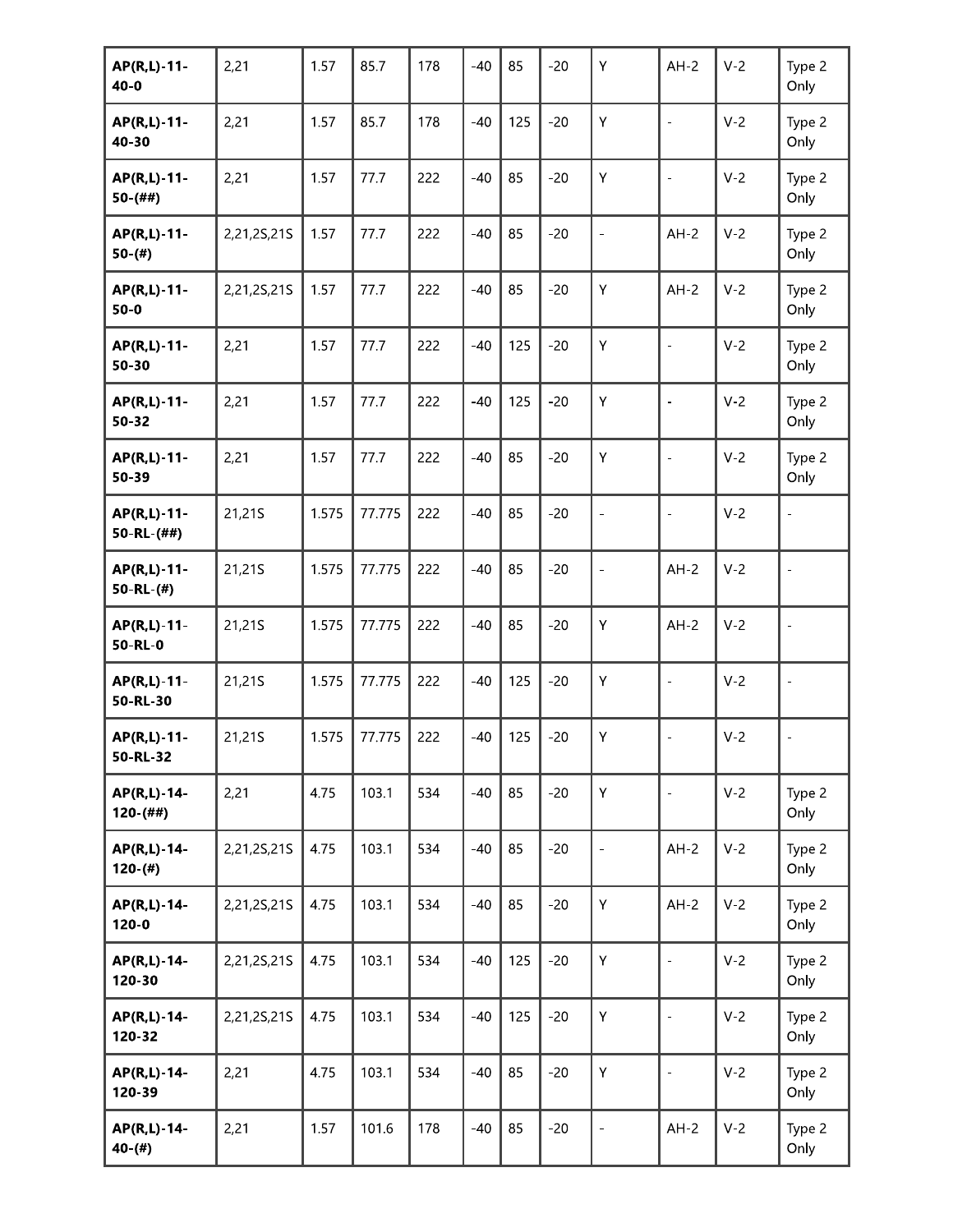| AP(R,L)-11-40-0 | 2,21 | 1.57 | 85.7 | 178 | -40 | 85 | -20 | Y | AH-2 | V-2 | Type 2 Only |
|---|---|---|---|---|---|---|---|---|---|---|---|
| **AP(R,L)-11-40-30** | 2,21 | 1.57 | 85.7 | 178 | -40 | 125 | -20 | Y | - | V-2 | Type 2 Only |
| **AP(R,L)-11-50-(##)** | 2,21 | 1.57 | 77.7 | 222 | -40 | 85 | -20 | Y | - | V-2 | Type 2 Only |
| **AP(R,L)-11-50-(#)** | 2,21,2S,21S | 1.57 | 77.7 | 222 | -40 | 85 | -20 | - | AH-2 | V-2 | Type 2 Only |
| **AP(R,L)-11-50-0** | 2,21,2S,21S | 1.57 | 77.7 | 222 | -40 | 85 | -20 | Y | AH-2 | V-2 | Type 2 Only |
| **AP(R,L)-11-50-30** | 2,21 | 1.57 | 77.7 | 222 | -40 | 125 | -20 | Y | - | V-2 | Type 2 Only |
| **AP(R,L)-11-50-32** | 2,21 | 1.57 | 77.7 | 222 | -40 | 125 | -20 | Y | - | V-2 | Type 2 Only |
| **AP(R,L)-11-50-39** | 2,21 | 1.57 | 77.7 | 222 | -40 | 85 | -20 | Y | - | V-2 | Type 2 Only |
| **AP(R,L)-11-50-RL-(##)** | 21,21S | 1.575 | 77.775 | 222 | -40 | 85 | -20 | - | - | V-2 | - |
| **AP(R,L)-11-50-RL-(#)** | 21,21S | 1.575 | 77.775 | 222 | -40 | 85 | -20 | - | AH-2 | V-2 | - |
| **AP(R,L)-11-50-RL-0** | 21,21S | 1.575 | 77.775 | 222 | -40 | 85 | -20 | Y | AH-2 | V-2 | - |
| **AP(R,L)-11-50-RL-30** | 21,21S | 1.575 | 77.775 | 222 | -40 | 125 | -20 | Y | - | V-2 | - |
| **AP(R,L)-11-50-RL-32** | 21,21S | 1.575 | 77.775 | 222 | -40 | 125 | -20 | Y | - | V-2 | - |
| **AP(R,L)-14-120-(##)** | 2,21 | 4.75 | 103.1 | 534 | -40 | 85 | -20 | Y | - | V-2 | Type 2 Only |
| **AP(R,L)-14-120-(#)** | 2,21,2S,21S | 4.75 | 103.1 | 534 | -40 | 85 | -20 | - | AH-2 | V-2 | Type 2 Only |
| **AP(R,L)-14-120-0** | 2,21,2S,21S | 4.75 | 103.1 | 534 | -40 | 85 | -20 | Y | AH-2 | V-2 | Type 2 Only |
| **AP(R,L)-14-120-30** | 2,21,2S,21S | 4.75 | 103.1 | 534 | -40 | 125 | -20 | Y | - | V-2 | Type 2 Only |
| **AP(R,L)-14-120-32** | 2,21,2S,21S | 4.75 | 103.1 | 534 | -40 | 125 | -20 | Y | - | V-2 | Type 2 Only |
| **AP(R,L)-14-120-39** | 2,21 | 4.75 | 103.1 | 534 | -40 | 85 | -20 | Y | - | V-2 | Type 2 Only |
| **AP(R,L)-14-40-(#)** | 2,21 | 1.57 | 101.6 | 178 | -40 | 85 | -20 | - | AH-2 | V-2 | Type 2 Only |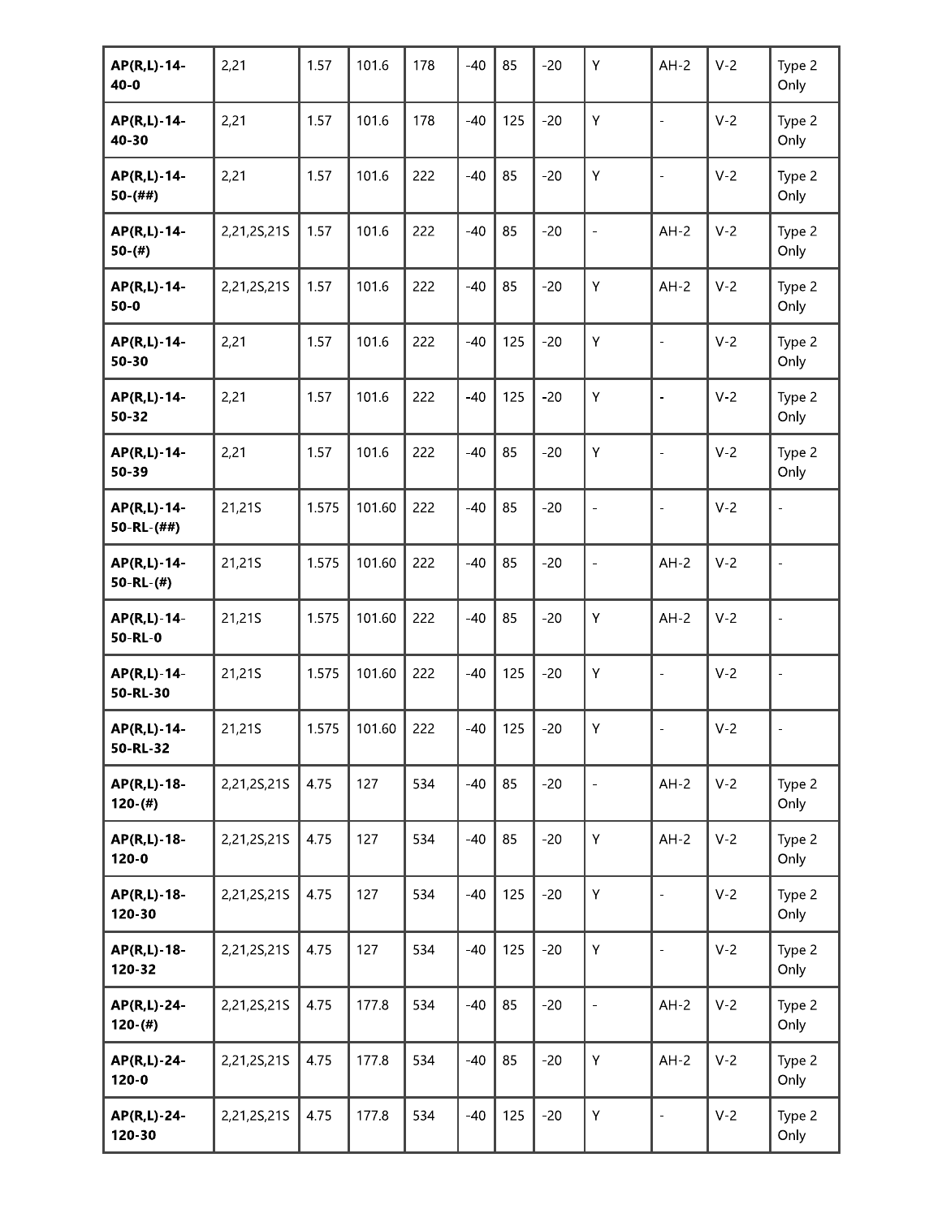| | | | | | | | | | | | |
|---|---|---|---|---|---|---|---|---|---|---|---|
| **AP(R,L)-14-40-0** | 2,21 | 1.57 | 101.6 | 178 | -40 | 85 | -20 | Y | AH-2 | V-2 | Type 2 Only |
| **AP(R,L)-14-40-30** | 2,21 | 1.57 | 101.6 | 178 | -40 | 125 | -20 | Y | - | V-2 | Type 2 Only |
| **AP(R,L)-14-50-(##)** | 2,21 | 1.57 | 101.6 | 222 | -40 | 85 | -20 | Y | - | V-2 | Type 2 Only |
| **AP(R,L)-14-50-(#)** | 2,21,2S,21S | 1.57 | 101.6 | 222 | -40 | 85 | -20 | - | AH-2 | V-2 | Type 2 Only |
| **AP(R,L)-14-50-0** | 2,21,2S,21S | 1.57 | 101.6 | 222 | -40 | 85 | -20 | Y | AH-2 | V-2 | Type 2 Only |
| **AP(R,L)-14-50-30** | 2,21 | 1.57 | 101.6 | 222 | -40 | 125 | -20 | Y | - | V-2 | Type 2 Only |
| **AP(R,L)-14-50-32** | 2,21 | 1.57 | 101.6 | 222 | -40 | 125 | -20 | Y | - | V-2 | Type 2 Only |
| **AP(R,L)-14-50-39** | 2,21 | 1.57 | 101.6 | 222 | -40 | 85 | -20 | Y | - | V-2 | Type 2 Only |
| **AP(R,L)-14-50-RL-(##)** | 21,21S | 1.575 | 101.60 | 222 | -40 | 85 | -20 | - | - | V-2 | - |
| **AP(R,L)-14-50-RL-(#)** | 21,21S | 1.575 | 101.60 | 222 | -40 | 85 | -20 | - | AH-2 | V-2 | - |
| **AP(R,L)-14-50-RL-0** | 21,21S | 1.575 | 101.60 | 222 | -40 | 85 | -20 | Y | AH-2 | V-2 | - |
| **AP(R,L)-14-50-RL-30** | 21,21S | 1.575 | 101.60 | 222 | -40 | 125 | -20 | Y | - | V-2 | - |
| **AP(R,L)-14-50-RL-32** | 21,21S | 1.575 | 101.60 | 222 | -40 | 125 | -20 | Y | - | V-2 | - |
| **AP(R,L)-18-120-(#)** | 2,21,2S,21S | 4.75 | 127 | 534 | -40 | 85 | -20 | - | AH-2 | V-2 | Type 2 Only |
| **AP(R,L)-18-120-0** | 2,21,2S,21S | 4.75 | 127 | 534 | -40 | 85 | -20 | Y | AH-2 | V-2 | Type 2 Only |
| **AP(R,L)-18-120-30** | 2,21,2S,21S | 4.75 | 127 | 534 | -40 | 125 | -20 | Y | - | V-2 | Type 2 Only |
| **AP(R,L)-18-120-32** | 2,21,2S,21S | 4.75 | 127 | 534 | -40 | 125 | -20 | Y | - | V-2 | Type 2 Only |
| **AP(R,L)-24-120-(#)** | 2,21,2S,21S | 4.75 | 177.8 | 534 | -40 | 85 | -20 | - | AH-2 | V-2 | Type 2 Only |
| **AP(R,L)-24-120-0** | 2,21,2S,21S | 4.75 | 177.8 | 534 | -40 | 85 | -20 | Y | AH-2 | V-2 | Type 2 Only |
| **AP(R,L)-24-120-30** | 2,21,2S,21S | 4.75 | 177.8 | 534 | -40 | 125 | -20 | Y | - | V-2 | Type 2 Only |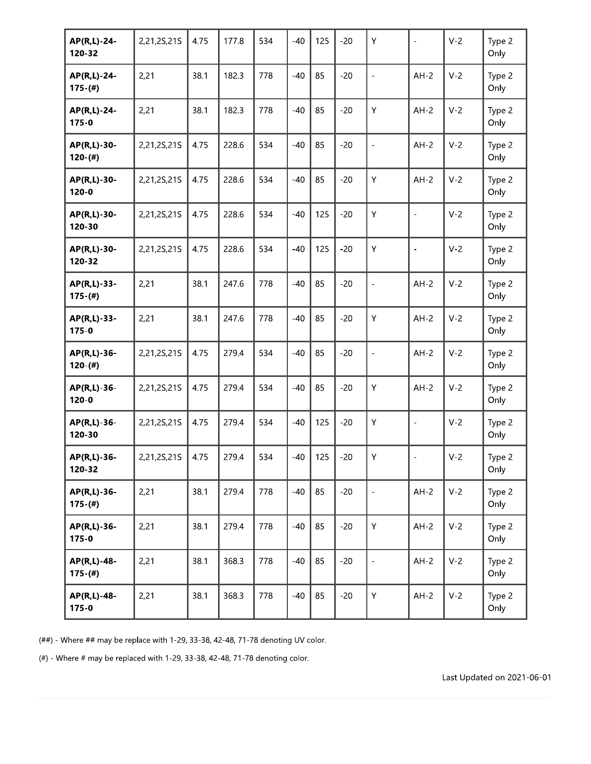| | | | | | | | | | | | |
|---|---|---|---|---|---|---|---|---|---|---|---|
| **AP(R,L)-24-120-32** | 2,21,2S,21S | 4.75 | 177.8 | 534 | -40 | 125 | -20 | Y | - | V-2 | Type 2 Only |
| **AP(R,L)-24-175-(#)** | 2,21 | 38.1 | 182.3 | 778 | -40 | 85 | -20 | - | AH-2 | V-2 | Type 2 Only |
| **AP(R,L)-24-175-0** | 2,21 | 38.1 | 182.3 | 778 | -40 | 85 | -20 | Y | AH-2 | V-2 | Type 2 Only |
| **AP(R,L)-30-120-(#)** | 2,21,2S,21S | 4.75 | 228.6 | 534 | -40 | 85 | -20 | - | AH-2 | V-2 | Type 2 Only |
| **AP(R,L)-30-120-0** | 2,21,2S,21S | 4.75 | 228.6 | 534 | -40 | 85 | -20 | Y | AH-2 | V-2 | Type 2 Only |
| **AP(R,L)-30-120-30** | 2,21,2S,21S | 4.75 | 228.6 | 534 | -40 | 125 | -20 | Y | - | V-2 | Type 2 Only |
| **AP(R,L)-30-120-32** | 2,21,2S,21S | 4.75 | 228.6 | 534 | -40 | 125 | -20 | Y | - | V-2 | Type 2 Only |
| **AP(R,L)-33-175-(#)** | 2,21 | 38.1 | 247.6 | 778 | -40 | 85 | -20 | - | AH-2 | V-2 | Type 2 Only |
| **AP(R,L)-33-175-0** | 2,21 | 38.1 | 247.6 | 778 | -40 | 85 | -20 | Y | AH-2 | V-2 | Type 2 Only |
| **AP(R,L)-36-120-(#)** | 2,21,2S,21S | 4.75 | 279.4 | 534 | -40 | 85 | -20 | - | AH-2 | V-2 | Type 2 Only |
| **AP(R,L)-36-120-0** | 2,21,2S,21S | 4.75 | 279.4 | 534 | -40 | 85 | -20 | Y | AH-2 | V-2 | Type 2 Only |
| **AP(R,L)-36-120-30** | 2,21,2S,21S | 4.75 | 279.4 | 534 | -40 | 125 | -20 | Y | - | V-2 | Type 2 Only |
| **AP(R,L)-36-120-32** | 2,21,2S,21S | 4.75 | 279.4 | 534 | -40 | 125 | -20 | Y | - | V-2 | Type 2 Only |
| **AP(R,L)-36-175-(#)** | 2,21 | 38.1 | 279.4 | 778 | -40 | 85 | -20 | - | AH-2 | V-2 | Type 2 Only |
| **AP(R,L)-36-175-0** | 2,21 | 38.1 | 279.4 | 778 | -40 | 85 | -20 | Y | AH-2 | V-2 | Type 2 Only |
| **AP(R,L)-48-175-(#)** | 2,21 | 38.1 | 368.3 | 778 | -40 | 85 | -20 | - | AH-2 | V-2 | Type 2 Only |
| **AP(R,L)-48-175-0** | 2,21 | 38.1 | 368.3 | 778 | -40 | 85 | -20 | Y | AH-2 | V-2 | Type 2 Only |

(##) - Where ## may be replace with 1-29, 33-38, 42-48, 71-78 denoting UV color.

(#) - Where # may be replaced with 1-29, 33-38, 42-48, 71-78 denoting color.

Last Updated on 2021-06-01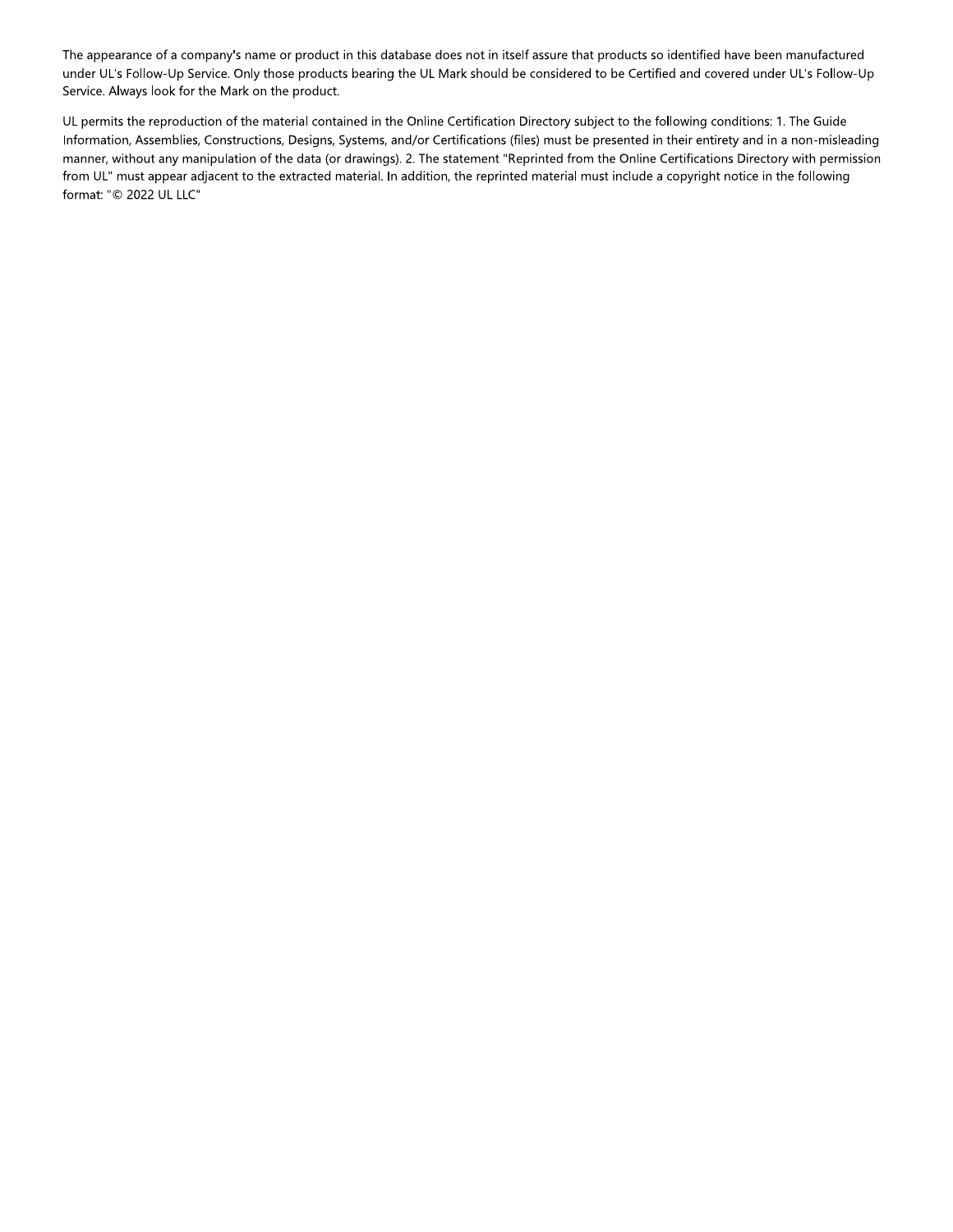The appearance of a company's name or product in this database does not in itself assure that products so identified have been manufactured under UL's Follow-Up Service. Only those products bearing the UL Mark should be considered to be Certified and covered under UL's Follow-Up Service. Always look for the Mark on the product.

UL permits the reproduction of the material contained in the Online Certification Directory subject to the following conditions: 1. The Guide Information, Assemblies, Constructions, Designs, Systems, and/or Certifications (files) must be presented in their entirety and in a non-misleading manner, without any manipulation of the data (or drawings). 2. The statement "Reprinted from the Online Certifications Directory with permission from UL" must appear adjacent to the extracted material. In addition, the reprinted material must include a copyright notice in the following format: "© 2022 UL LLC"